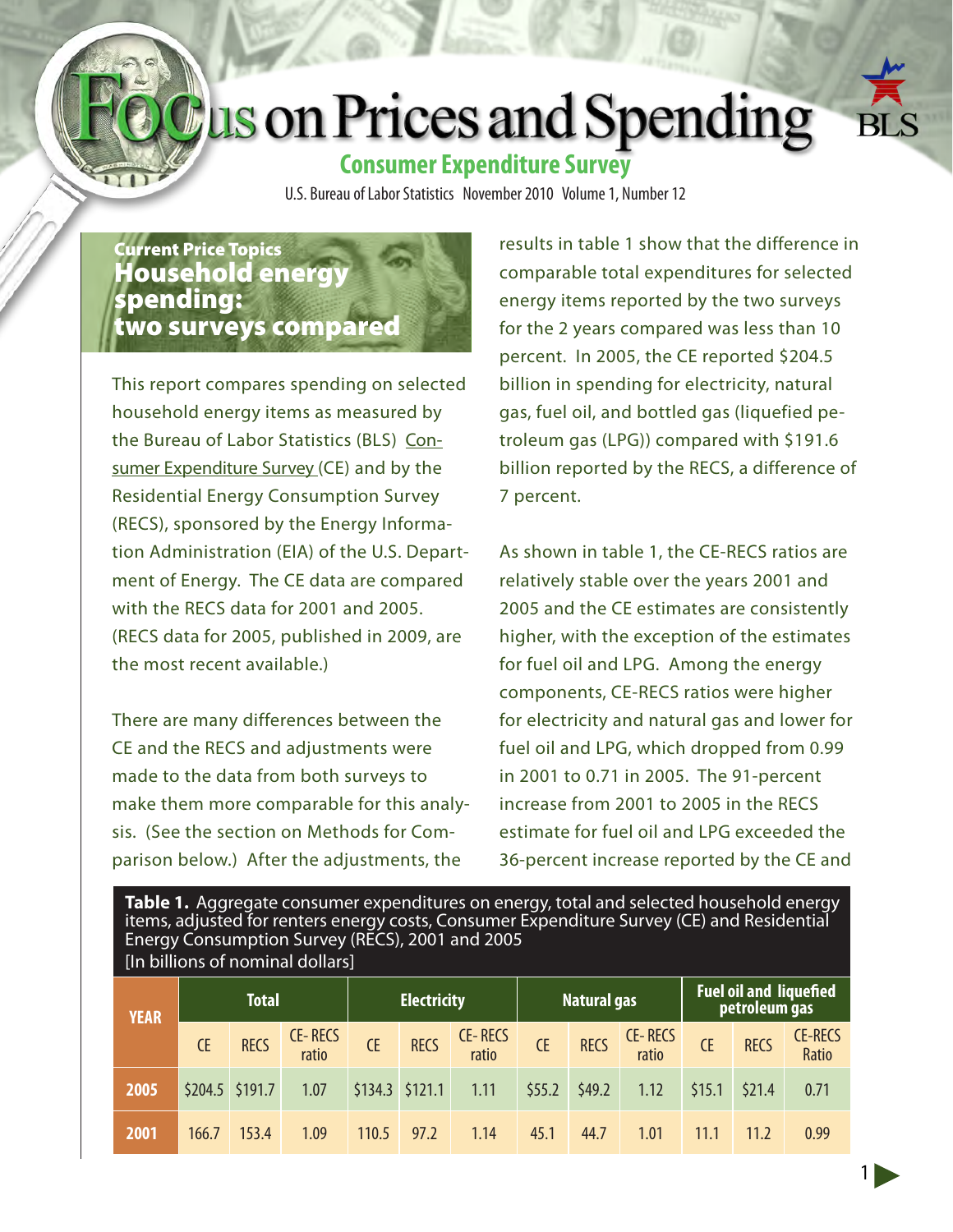# Focus on Prices and Spending

## Consumer Expenditure Survey

U.S. Bureau of Labor Statistics November 2010 Volume 1, Number 12

### Current Price Topics

## Household energy spending: two surveys compared

This report compares spending on selected household energy items as measured by the Bureau of Labor Statistics (BLS) Consumer Expenditure Survey (CE) and by the Residential Energy Consumption Survey (RECS), sponsored by the Energy Information Administration (EIA) of the U.S. Department of Energy. The CE data are compared with the RECS data for 2001 and 2005. (RECS data for 2005, published in 2009, are the most recent available.)

There are many differences between the CE and the RECS and adjustments were made to the data from both surveys to make them more comparable for this analysis. (See the section on Methods for Comparison below.) After the adjustments, the results in table 1 show that the difference in comparable total expenditures for selected energy items reported by the two surveys for the 2 years compared was less than 10 percent. In 2005, the CE reported $204.5 billion in spending for electricity, natural gas, fuel oil, and bottled gas (liquefied petroleum gas (LPG)) compared with $191.6 billion reported by the RECS, a difference of 7 percent.

As shown in table 1, the CE-RECS ratios are relatively stable over the years 2001 and 2005 and the CE estimates are consistently higher, with the exception of the estimates for fuel oil and LPG. Among the energy components, CE-RECS ratios were higher for electricity and natural gas and lower for fuel oil and LPG, which dropped from 0.99 in 2001 to 0.71 in 2005. The 91-percent increase from 2001 to 2005 in the RECS estimate for fuel oil and LPG exceeded the 36-percent increase reported by the CE and

**Table 1.** Aggregate consumer expenditures on energy, total and selected household energy items, adjusted for renters energy costs, Consumer Expenditure Survey (CE) and Residential Energy Consumption Survey (RECS), 2001 and 2005
[In billions of nominal dollars]

| YEAR | Total | | | Electricity | | | Natural gas | | | Fuel oil and liquefied petroleum gas | | |
|---|---|---|---|---|---|---|---|---|---|---|---|---|
| | CE | RECS | CE- RECS ratio | CE | RECS | CE- RECS ratio | CE | RECS | CE- RECS ratio | CE | RECS | CE-RECS Ratio |
| 2005 | $204.5 | $191.7 | 1.07 | $134.3 | $121.1 | 1.11 | $55.2 | $49.2 | 1.12 | $15.1 | $21.4 | 0.71 |
| 2001 | 166.7 | 153.4 | 1.09 | 110.5 | 97.2 | 1.14 | 45.1 | 44.7 | 1.01 | 11.1 | 11.2 | 0.99 |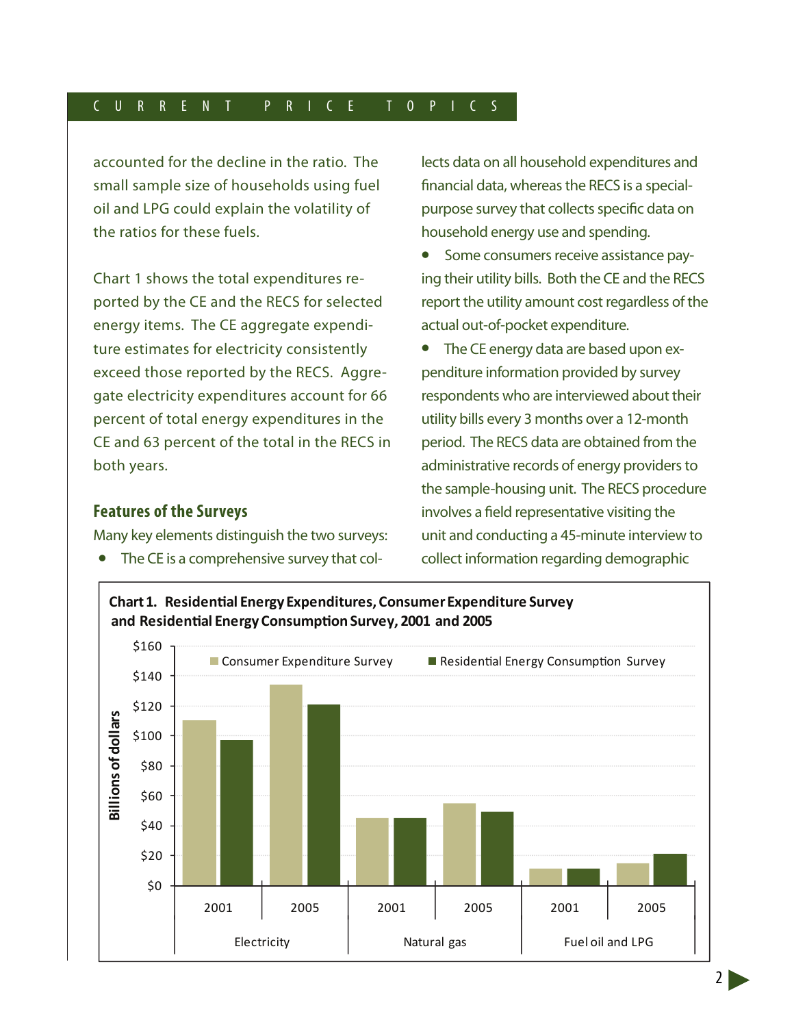accounted for the decline in the ratio. The small sample size of households using fuel oil and LPG could explain the volatility of the ratios for these fuels.

Chart 1 shows the total expenditures reported by the CE and the RECS for selected energy items. The CE aggregate expenditure estimates for electricity consistently exceed those reported by the RECS. Aggregate electricity expenditures account for 66 percent of total energy expenditures in the CE and 63 percent of the total in the RECS in both years.

### Features of the Surveys

Many key elements distinguish the two surveys:

- The CE is a comprehensive survey that collects data on all household expenditures and financial data, whereas the RECS is a special-purpose survey that collects specific data on household energy use and spending.
- Some consumers receive assistance paying their utility bills. Both the CE and the RECS report the utility amount cost regardless of the actual out-of-pocket expenditure.
- The CE energy data are based upon expenditure information provided by survey respondents who are interviewed about their utility bills every 3 months over a 12-month period. The RECS data are obtained from the administrative records of energy providers to the sample-housing unit. The RECS procedure involves a field representative visiting the unit and conducting a 45-minute interview to collect information regarding demographic

**Chart 1. Residential Energy Expenditures, Consumer Expenditure Survey and Residential Energy Consumption Survey, 2001 and 2005**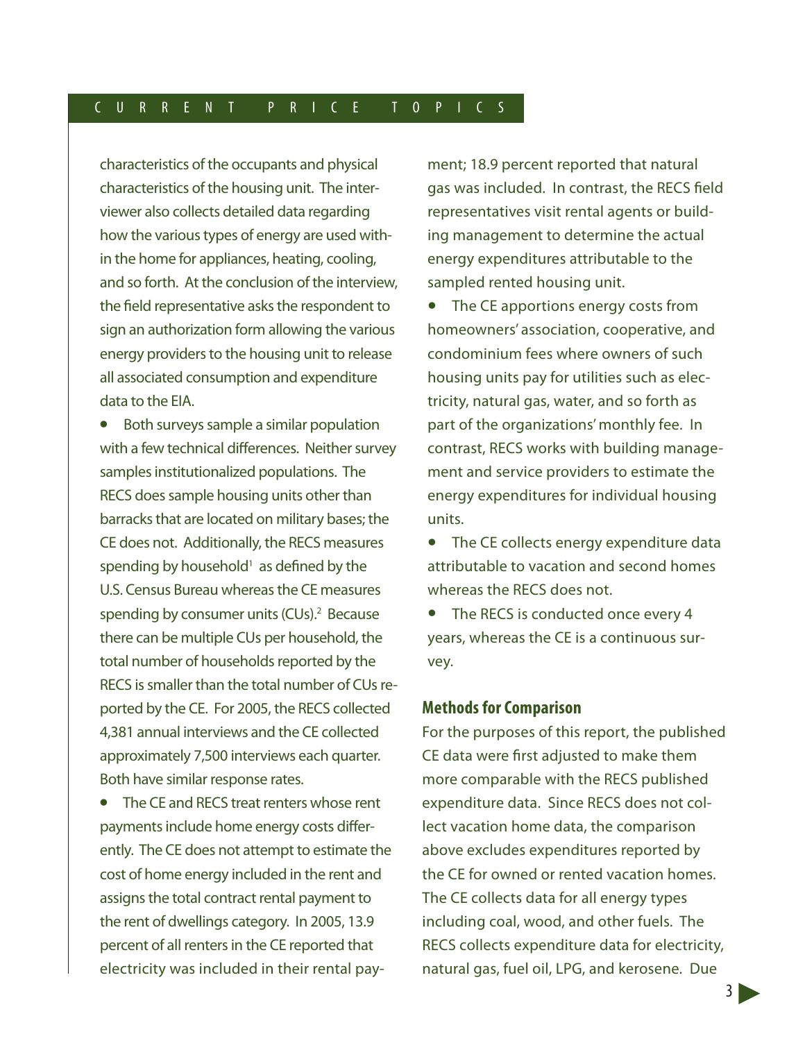characteristics of the occupants and physical characteristics of the housing unit. The interviewer also collects detailed data regarding how the various types of energy are used within the home for appliances, heating, cooling, and so forth. At the conclusion of the interview, the field representative asks the respondent to sign an authorization form allowing the various energy providers to the housing unit to release all associated consumption and expenditure data to the EIA.

- Both surveys sample a similar population with a few technical differences. Neither survey samples institutionalized populations. The RECS does sample housing units other than barracks that are located on military bases; the CE does not. Additionally, the RECS measures spending by household[1] as defined by the U.S. Census Bureau whereas the CE measures spending by consumer units (CUs).[2] Because there can be multiple CUs per household, the total number of households reported by the RECS is smaller than the total number of CUs reported by the CE. For 2005, the RECS collected 4,381 annual interviews and the CE collected approximately 7,500 interviews each quarter. Both have similar response rates.
- The CE and RECS treat renters whose rent payments include home energy costs differently. The CE does not attempt to estimate the cost of home energy included in the rent and assigns the total contract rental payment to the rent of dwellings category. In 2005, 13.9 percent of all renters in the CE reported that electricity was included in their rental payment; 18.9 percent reported that natural gas was included. In contrast, the RECS field representatives visit rental agents or building management to determine the actual energy expenditures attributable to the sampled rented housing unit.
- The CE apportions energy costs from homeowners' association, cooperative, and condominium fees where owners of such housing units pay for utilities such as electricity, natural gas, water, and so forth as part of the organizations' monthly fee. In contrast, RECS works with building management and service providers to estimate the energy expenditures for individual housing units.
- The CE collects energy expenditure data attributable to vacation and second homes whereas the RECS does not.
- The RECS is conducted once every 4 years, whereas the CE is a continuous survey.

### Methods for Comparison

For the purposes of this report, the published CE data were first adjusted to make them more comparable with the RECS published expenditure data. Since RECS does not collect vacation home data, the comparison above excludes expenditures reported by the CE for owned or rented vacation homes. The CE collects data for all energy types including coal, wood, and other fuels. The RECS collects expenditure data for electricity, natural gas, fuel oil, LPG, and kerosene. Due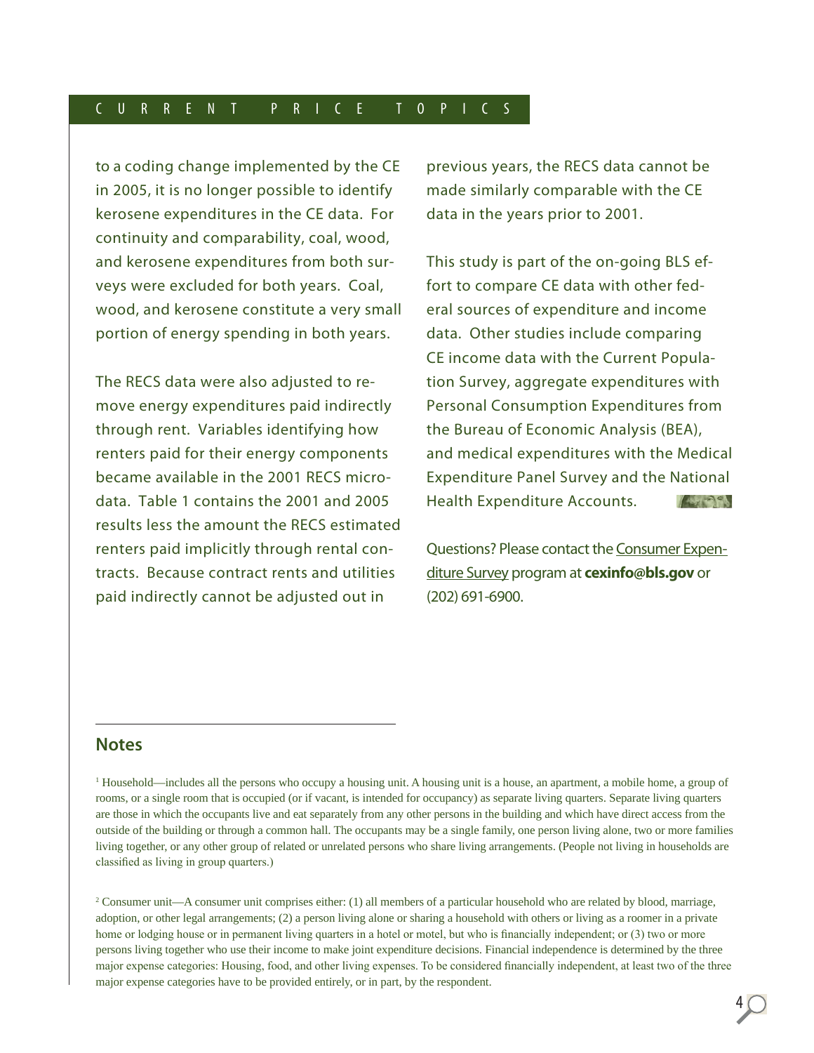to a coding change implemented by the CE in 2005, it is no longer possible to identify kerosene expenditures in the CE data. For continuity and comparability, coal, wood, and kerosene expenditures from both surveys were excluded for both years. Coal, wood, and kerosene constitute a very small portion of energy spending in both years.

The RECS data were also adjusted to remove energy expenditures paid indirectly through rent. Variables identifying how renters paid for their energy components became available in the 2001 RECS microdata. Table 1 contains the 2001 and 2005 results less the amount the RECS estimated renters paid implicitly through rental contracts. Because contract rents and utilities paid indirectly cannot be adjusted out in previous years, the RECS data cannot be made similarly comparable with the CE data in the years prior to 2001.

This study is part of the on-going BLS effort to compare CE data with other federal sources of expenditure and income data. Other studies include comparing CE income data with the Current Population Survey, aggregate expenditures with Personal Consumption Expenditures from the Bureau of Economic Analysis (BEA), and medical expenditures with the Medical Expenditure Panel Survey and the National Health Expenditure Accounts.

Questions? Please contact the Consumer Expenditure Survey program at **cexinfo@bls.gov** or (202) 691-6900.

## Notes

[1] Household—includes all the persons who occupy a housing unit. A housing unit is a house, an apartment, a mobile home, a group of rooms, or a single room that is occupied (or if vacant, is intended for occupancy) as separate living quarters. Separate living quarters are those in which the occupants live and eat separately from any other persons in the building and which have direct access from the outside of the building or through a common hall. The occupants may be a single family, one person living alone, two or more families living together, or any other group of related or unrelated persons who share living arrangements. (People not living in households are classified as living in group quarters.)

[2] Consumer unit—A consumer unit comprises either: (1) all members of a particular household who are related by blood, marriage, adoption, or other legal arrangements; (2) a person living alone or sharing a household with others or living as a roomer in a private home or lodging house or in permanent living quarters in a hotel or motel, but who is financially independent; or (3) two or more persons living together who use their income to make joint expenditure decisions. Financial independence is determined by the three major expense categories: Housing, food, and other living expenses. To be considered financially independent, at least two of the three major expense categories have to be provided entirely, or in part, by the respondent.